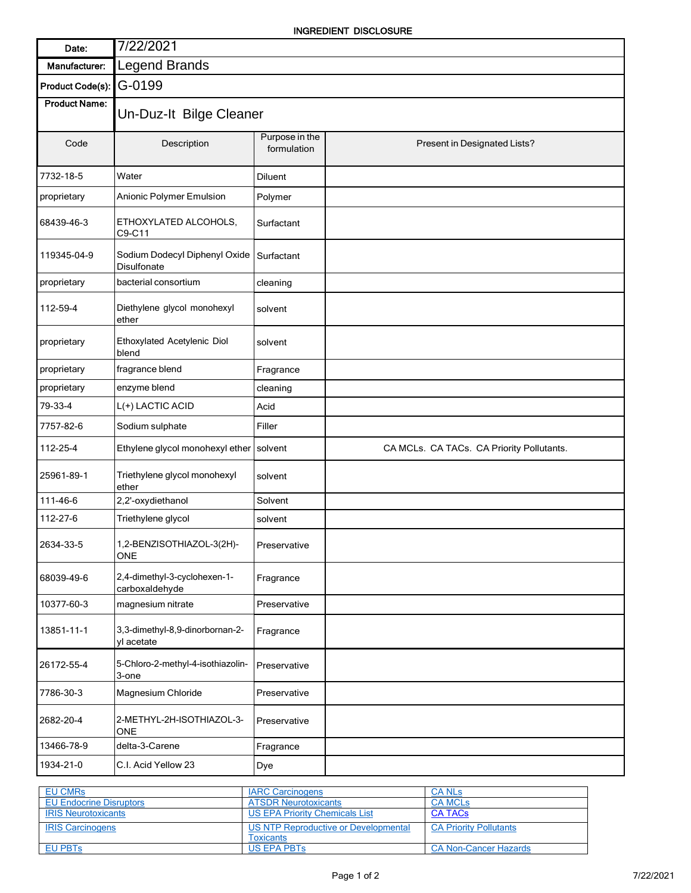# INGREDIENT DISCLOSURE

| | |
|---|---|
| **Date:** | 7/22/2021 |
| **Manufacturer:** | Legend Brands |
| **Product Code(s):** | G-0199 |
| **Product Name:** | Un-Duz-It Bilge Cleaner |

| Code | Description | Purpose in the formulation | Present in Designated Lists? |
|---|---|---|---|
| 7732-18-5 | Water | Diluent | |
| proprietary | Anionic Polymer Emulsion | Polymer | |
| 68439-46-3 | ETHOXYLATED ALCOHOLS, C9-C11 | Surfactant | |
| 119345-04-9 | Sodium Dodecyl Diphenyl Oxide Disulfonate | Surfactant | |
| proprietary | bacterial consortium | cleaning | |
| 112-59-4 | Diethylene glycol monohexyl ether | solvent | |
| proprietary | Ethoxylated Acetylenic Diol blend | solvent | |
| proprietary | fragrance blend | Fragrance | |
| proprietary | enzyme blend | cleaning | |
| 79-33-4 | L(+) LACTIC ACID | Acid | |
| 7757-82-6 | Sodium sulphate | Filler | |
| 112-25-4 | Ethylene glycol monohexyl ether | solvent | CA MCLs. CA TACs. CA Priority Pollutants. |
| 25961-89-1 | Triethylene glycol monohexyl ether | solvent | |
| 111-46-6 | 2,2'-oxydiethanol | Solvent | |
| 112-27-6 | Triethylene glycol | solvent | |
| 2634-33-5 | 1,2-BENZISOTHIAZOL-3(2H)-ONE | Preservative | |
| 68039-49-6 | 2,4-dimethyl-3-cyclohexen-1-carboxaldehyde | Fragrance | |
| 10377-60-3 | magnesium nitrate | Preservative | |
| 13851-11-1 | 3,3-dimethyl-8,9-dinorbornan-2-yl acetate | Fragrance | |
| 26172-55-4 | 5-Chloro-2-methyl-4-isothiazolin-3-one | Preservative | |
| 7786-30-3 | Magnesium Chloride | Preservative | |
| 2682-20-4 | 2-METHYL-2H-ISOTHIAZOL-3-ONE | Preservative | |
| 13466-78-9 | delta-3-Carene | Fragrance | |
| 1934-21-0 | C.I. Acid Yellow 23 | Dye | |

| | | |
|---|---|---|
| EU CMRs | IARC Carcinogens | CA NLs |
| EU Endocrine Disruptors | ATSDR Neurotoxicants | CA MCLs |
| IRIS Neurotoxicants | US EPA Priority Chemicals List | CA TACs |
| IRIS Carcinogens | US NTP Reproductive or Developmental Toxicants | CA Priority Pollutants |
| EU PBTs | US EPA PBTs | CA Non-Cancer Hazards |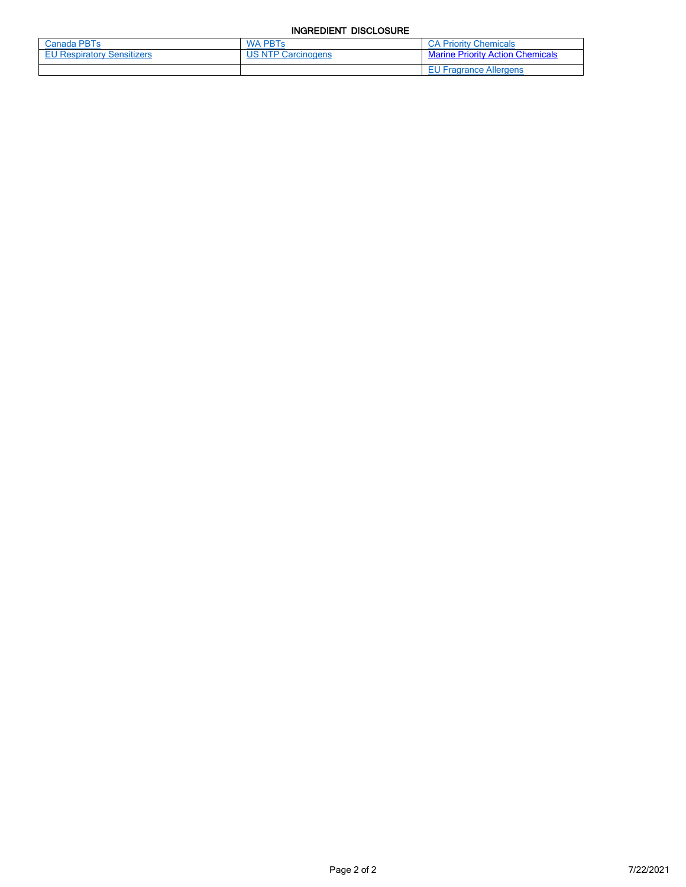### INGREDIENT DISCLOSURE

| | | |
|---|---|---|
| Canada PBTs | WA PBTs | CA Priority Chemicals |
| EU Respiratory Sensitizers | US NTP Carcinogens | Marine Priority Action Chemicals |
| | | EU Fragrance Allergens |